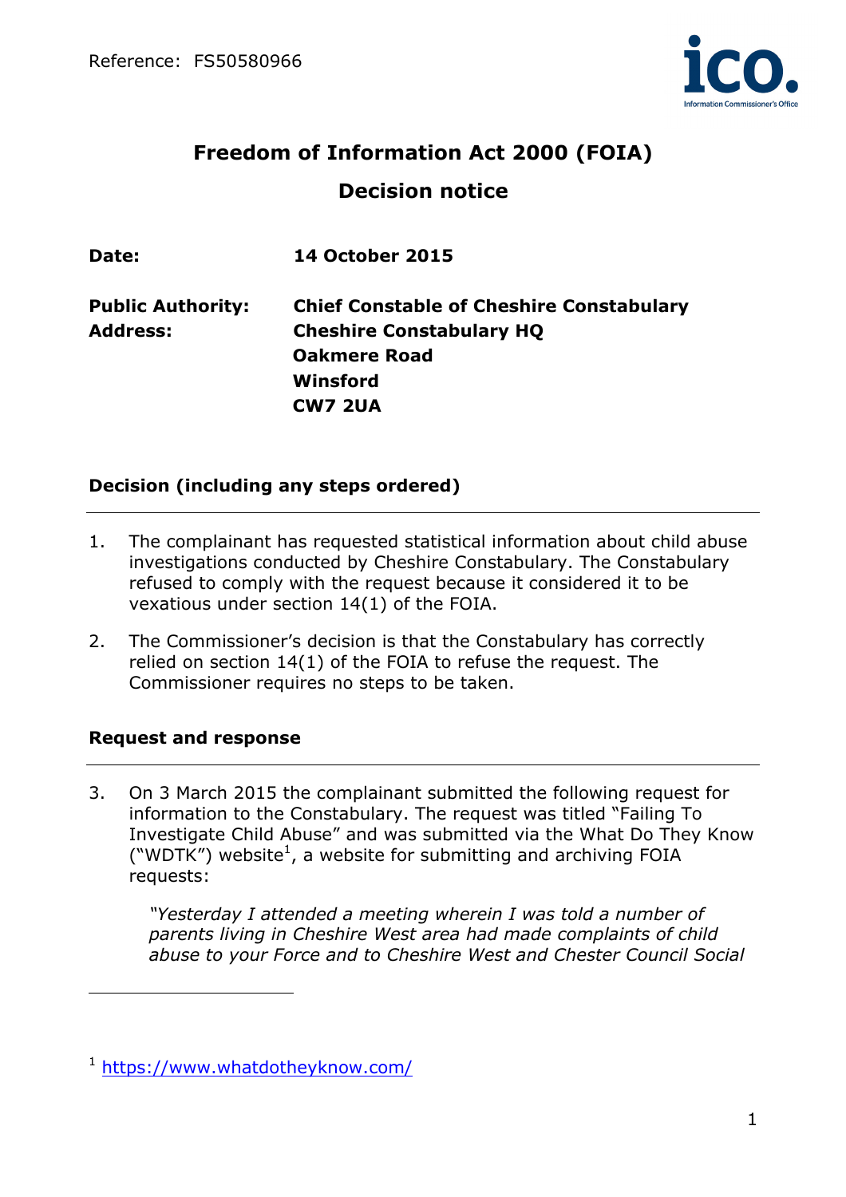# Freedom of Information Act 2000 (FOIA)

## Decision notice

| | |
|---|---|
| **Date:** | **14 October 2015** |
| **Public Authority:** | **Chief Constable of Cheshire Constabulary** |
| **Address:** | **Cheshire Constabulary HQ**<br>**Oakmere Road**<br>**Winsford**<br>**CW7 2UA** |

### Decision (including any steps ordered)

1. The complainant has requested statistical information about child abuse investigations conducted by Cheshire Constabulary. The Constabulary refused to comply with the request because it considered it to be vexatious under section 14(1) of the FOIA.

2. The Commissioner's decision is that the Constabulary has correctly relied on section 14(1) of the FOIA to refuse the request. The Commissioner requires no steps to be taken.

### Request and response

3. On 3 March 2015 the complainant submitted the following request for information to the Constabulary. The request was titled "Failing To Investigate Child Abuse" and was submitted via the What Do They Know ("WDTK") website[1], a website for submitting and archiving FOIA requests:

   *"Yesterday I attended a meeting wherein I was told a number of parents living in Cheshire West area had made complaints of child abuse to your Force and to Cheshire West and Chester Council Social*

[1] https://www.whatdotheyknow.com/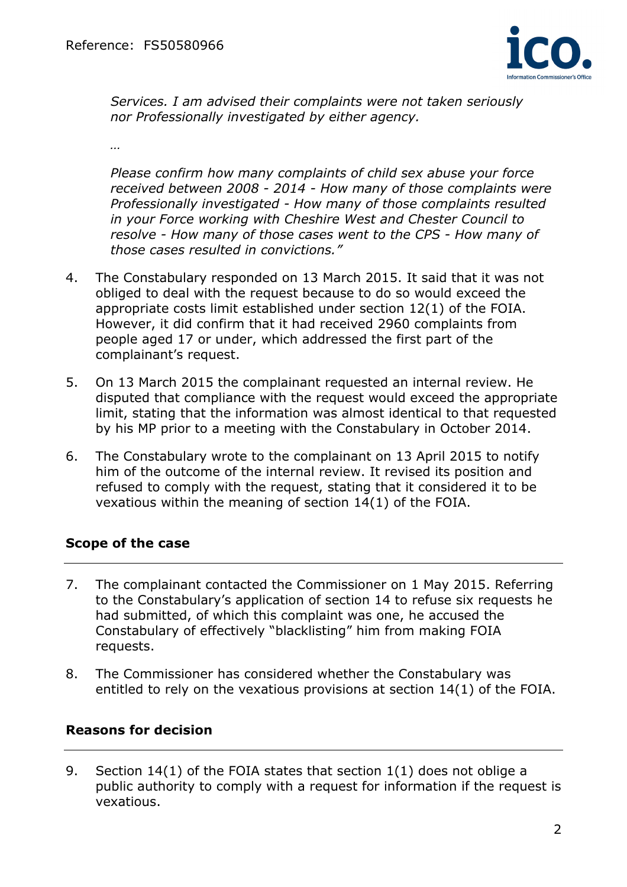> *Services. I am advised their complaints were not taken seriously nor Professionally investigated by either agency.*
>
> *…*
>
> *Please confirm how many complaints of child sex abuse your force received between 2008 - 2014 - How many of those complaints were Professionally investigated - How many of those complaints resulted in your Force working with Cheshire West and Chester Council to resolve - How many of those cases went to the CPS - How many of those cases resulted in convictions."*

4. The Constabulary responded on 13 March 2015. It said that it was not obliged to deal with the request because to do so would exceed the appropriate costs limit established under section 12(1) of the FOIA. However, it did confirm that it had received 2960 complaints from people aged 17 or under, which addressed the first part of the complainant's request.

5. On 13 March 2015 the complainant requested an internal review. He disputed that compliance with the request would exceed the appropriate limit, stating that the information was almost identical to that requested by his MP prior to a meeting with the Constabulary in October 2014.

6. The Constabulary wrote to the complainant on 13 April 2015 to notify him of the outcome of the internal review. It revised its position and refused to comply with the request, stating that it considered it to be vexatious within the meaning of section 14(1) of the FOIA.

## Scope of the case

7. The complainant contacted the Commissioner on 1 May 2015. Referring to the Constabulary's application of section 14 to refuse six requests he had submitted, of which this complaint was one, he accused the Constabulary of effectively "blacklisting" him from making FOIA requests.

8. The Commissioner has considered whether the Constabulary was entitled to rely on the vexatious provisions at section 14(1) of the FOIA.

## Reasons for decision

9. Section 14(1) of the FOIA states that section 1(1) does not oblige a public authority to comply with a request for information if the request is vexatious.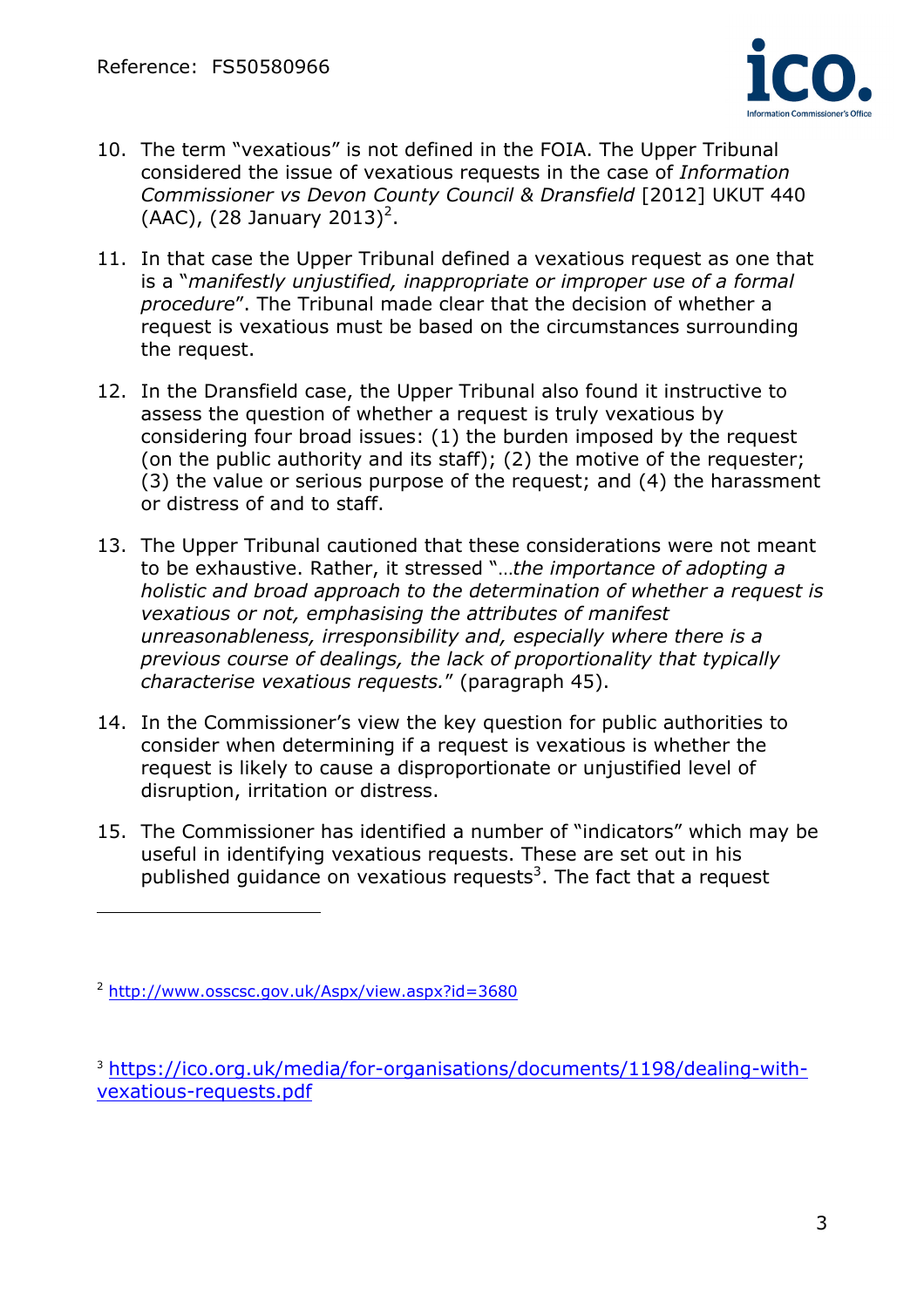10. The term "vexatious" is not defined in the FOIA. The Upper Tribunal considered the issue of vexatious requests in the case of *Information Commissioner vs Devon County Council & Dransfield* [2012] UKUT 440 (AAC), (28 January 2013)[2].

11. In that case the Upper Tribunal defined a vexatious request as one that is a "*manifestly unjustified, inappropriate or improper use of a formal procedure*". The Tribunal made clear that the decision of whether a request is vexatious must be based on the circumstances surrounding the request.

12. In the Dransfield case, the Upper Tribunal also found it instructive to assess the question of whether a request is truly vexatious by considering four broad issues: (1) the burden imposed by the request (on the public authority and its staff); (2) the motive of the requester; (3) the value or serious purpose of the request; and (4) the harassment or distress of and to staff.

13. The Upper Tribunal cautioned that these considerations were not meant to be exhaustive. Rather, it stressed "*…the importance of adopting a holistic and broad approach to the determination of whether a request is vexatious or not, emphasising the attributes of manifest unreasonableness, irresponsibility and, especially where there is a previous course of dealings, the lack of proportionality that typically characterise vexatious requests.*" (paragraph 45).

14. In the Commissioner's view the key question for public authorities to consider when determining if a request is vexatious is whether the request is likely to cause a disproportionate or unjustified level of disruption, irritation or distress.

15. The Commissioner has identified a number of "indicators" which may be useful in identifying vexatious requests. These are set out in his published guidance on vexatious requests[3]. The fact that a request

---

[2] http://www.osscsc.gov.uk/Aspx/view.aspx?id=3680

[3] https://ico.org.uk/media/for-organisations/documents/1198/dealing-with-vexatious-requests.pdf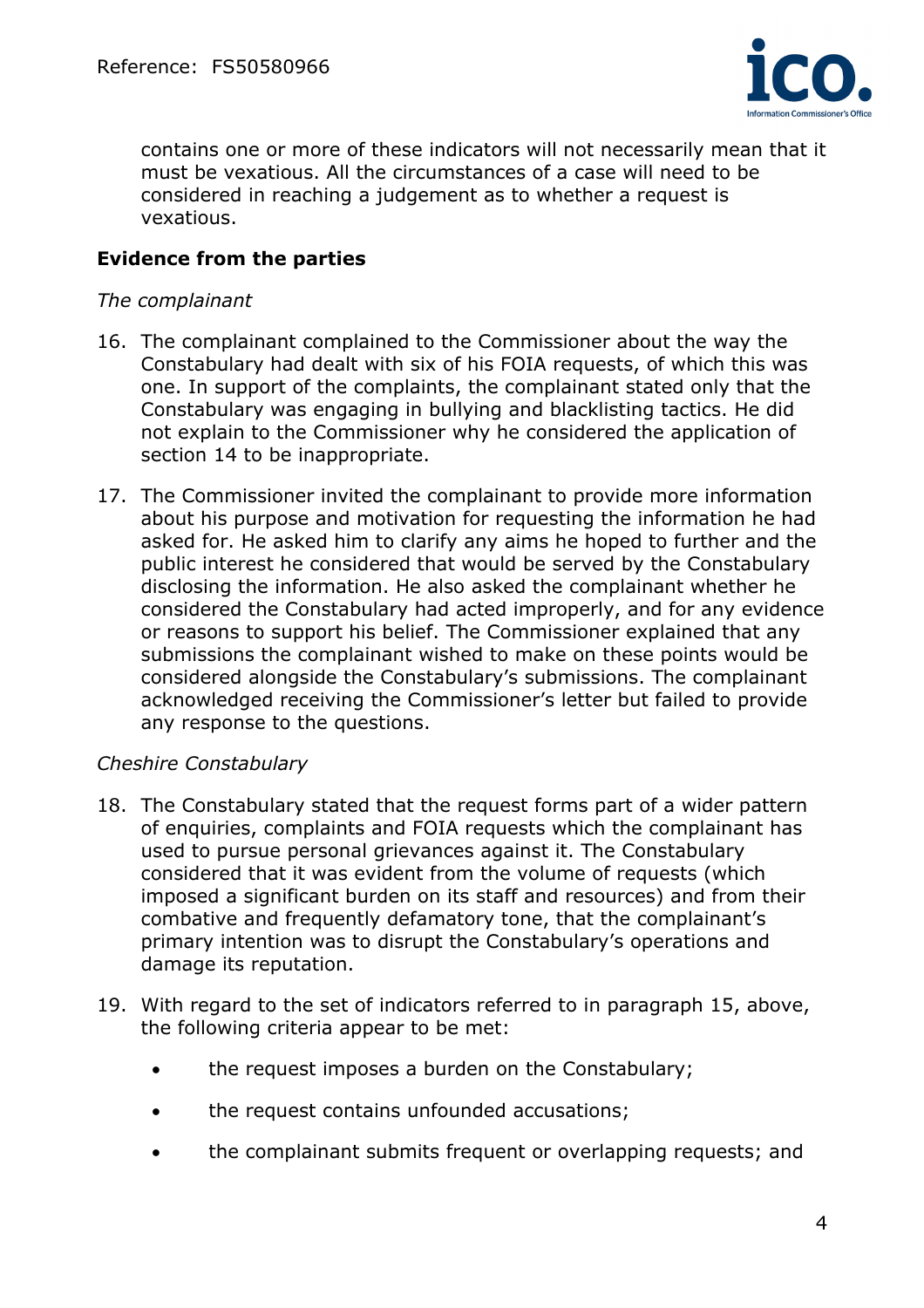contains one or more of these indicators will not necessarily mean that it must be vexatious. All the circumstances of a case will need to be considered in reaching a judgement as to whether a request is vexatious.

## Evidence from the parties

*The complainant*

16. The complainant complained to the Commissioner about the way the Constabulary had dealt with six of his FOIA requests, of which this was one. In support of the complaints, the complainant stated only that the Constabulary was engaging in bullying and blacklisting tactics. He did not explain to the Commissioner why he considered the application of section 14 to be inappropriate.

17. The Commissioner invited the complainant to provide more information about his purpose and motivation for requesting the information he had asked for. He asked him to clarify any aims he hoped to further and the public interest he considered that would be served by the Constabulary disclosing the information. He also asked the complainant whether he considered the Constabulary had acted improperly, and for any evidence or reasons to support his belief. The Commissioner explained that any submissions the complainant wished to make on these points would be considered alongside the Constabulary's submissions. The complainant acknowledged receiving the Commissioner's letter but failed to provide any response to the questions.

*Cheshire Constabulary*

18. The Constabulary stated that the request forms part of a wider pattern of enquiries, complaints and FOIA requests which the complainant has used to pursue personal grievances against it. The Constabulary considered that it was evident from the volume of requests (which imposed a significant burden on its staff and resources) and from their combative and frequently defamatory tone, that the complainant's primary intention was to disrupt the Constabulary's operations and damage its reputation.

19. With regard to the set of indicators referred to in paragraph 15, above, the following criteria appear to be met:

    - the request imposes a burden on the Constabulary;
    - the request contains unfounded accusations;
    - the complainant submits frequent or overlapping requests; and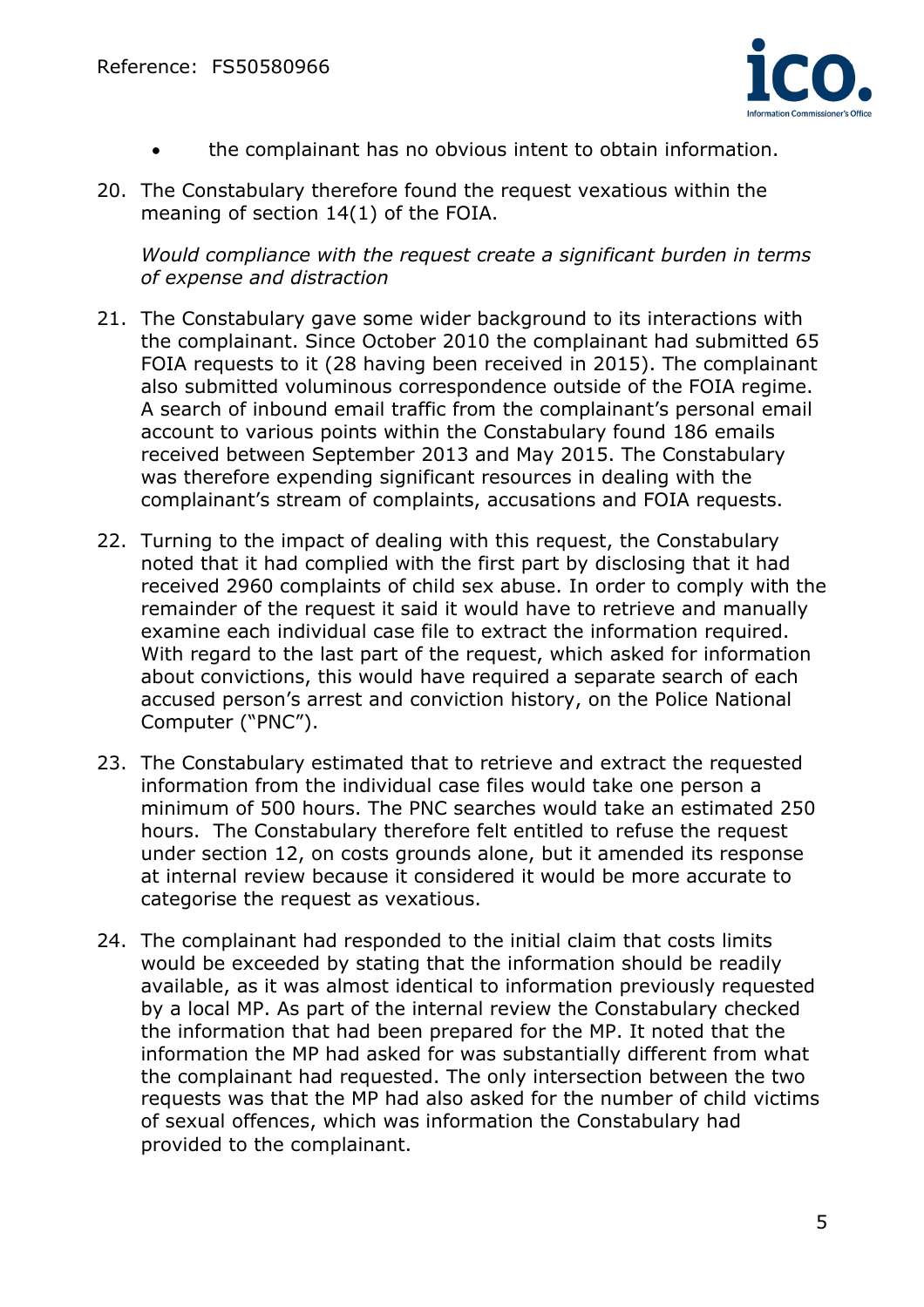- the complainant has no obvious intent to obtain information.

20. The Constabulary therefore found the request vexatious within the meaning of section 14(1) of the FOIA.

*Would compliance with the request create a significant burden in terms of expense and distraction*

21. The Constabulary gave some wider background to its interactions with the complainant. Since October 2010 the complainant had submitted 65 FOIA requests to it (28 having been received in 2015). The complainant also submitted voluminous correspondence outside of the FOIA regime. A search of inbound email traffic from the complainant's personal email account to various points within the Constabulary found 186 emails received between September 2013 and May 2015. The Constabulary was therefore expending significant resources in dealing with the complainant's stream of complaints, accusations and FOIA requests.

22. Turning to the impact of dealing with this request, the Constabulary noted that it had complied with the first part by disclosing that it had received 2960 complaints of child sex abuse. In order to comply with the remainder of the request it said it would have to retrieve and manually examine each individual case file to extract the information required. With regard to the last part of the request, which asked for information about convictions, this would have required a separate search of each accused person's arrest and conviction history, on the Police National Computer ("PNC").

23. The Constabulary estimated that to retrieve and extract the requested information from the individual case files would take one person a minimum of 500 hours. The PNC searches would take an estimated 250 hours. The Constabulary therefore felt entitled to refuse the request under section 12, on costs grounds alone, but it amended its response at internal review because it considered it would be more accurate to categorise the request as vexatious.

24. The complainant had responded to the initial claim that costs limits would be exceeded by stating that the information should be readily available, as it was almost identical to information previously requested by a local MP. As part of the internal review the Constabulary checked the information that had been prepared for the MP. It noted that the information the MP had asked for was substantially different from what the complainant had requested. The only intersection between the two requests was that the MP had also asked for the number of child victims of sexual offences, which was information the Constabulary had provided to the complainant.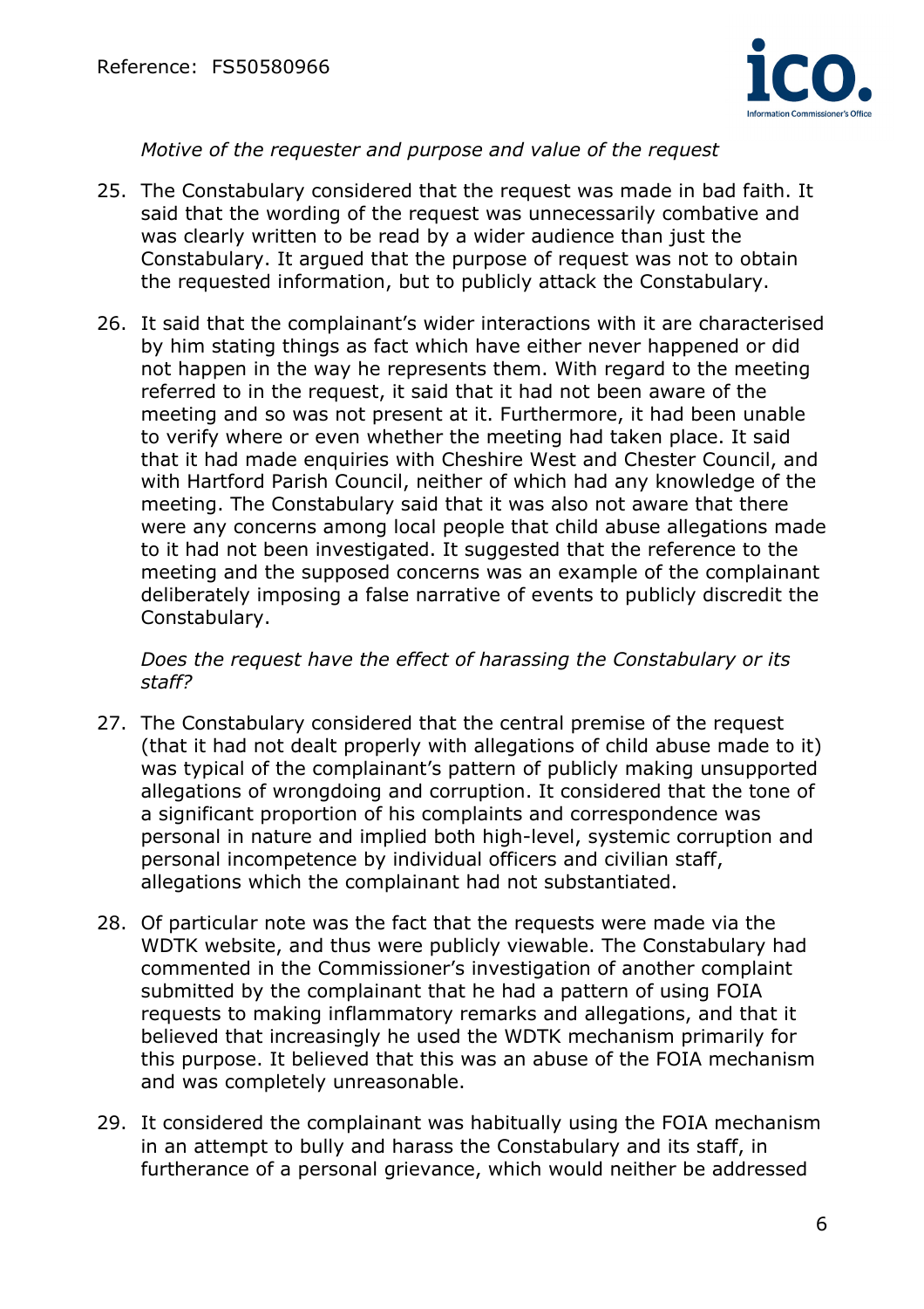*Motive of the requester and purpose and value of the request*

25. The Constabulary considered that the request was made in bad faith. It said that the wording of the request was unnecessarily combative and was clearly written to be read by a wider audience than just the Constabulary. It argued that the purpose of request was not to obtain the requested information, but to publicly attack the Constabulary.

26. It said that the complainant's wider interactions with it are characterised by him stating things as fact which have either never happened or did not happen in the way he represents them. With regard to the meeting referred to in the request, it said that it had not been aware of the meeting and so was not present at it. Furthermore, it had been unable to verify where or even whether the meeting had taken place. It said that it had made enquiries with Cheshire West and Chester Council, and with Hartford Parish Council, neither of which had any knowledge of the meeting. The Constabulary said that it was also not aware that there were any concerns among local people that child abuse allegations made to it had not been investigated. It suggested that the reference to the meeting and the supposed concerns was an example of the complainant deliberately imposing a false narrative of events to publicly discredit the Constabulary.

*Does the request have the effect of harassing the Constabulary or its staff?*

27. The Constabulary considered that the central premise of the request (that it had not dealt properly with allegations of child abuse made to it) was typical of the complainant's pattern of publicly making unsupported allegations of wrongdoing and corruption. It considered that the tone of a significant proportion of his complaints and correspondence was personal in nature and implied both high-level, systemic corruption and personal incompetence by individual officers and civilian staff, allegations which the complainant had not substantiated.

28. Of particular note was the fact that the requests were made via the WDTK website, and thus were publicly viewable. The Constabulary had commented in the Commissioner's investigation of another complaint submitted by the complainant that he had a pattern of using FOIA requests to making inflammatory remarks and allegations, and that it believed that increasingly he used the WDTK mechanism primarily for this purpose. It believed that this was an abuse of the FOIA mechanism and was completely unreasonable.

29. It considered the complainant was habitually using the FOIA mechanism in an attempt to bully and harass the Constabulary and its staff, in furtherance of a personal grievance, which would neither be addressed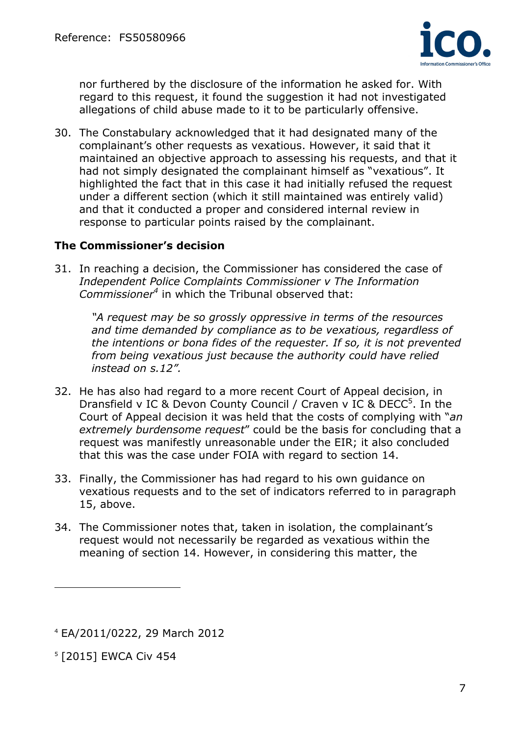nor furthered by the disclosure of the information he asked for. With regard to this request, it found the suggestion it had not investigated allegations of child abuse made to it to be particularly offensive.

30. The Constabulary acknowledged that it had designated many of the complainant's other requests as vexatious. However, it said that it maintained an objective approach to assessing his requests, and that it had not simply designated the complainant himself as "vexatious". It highlighted the fact that in this case it had initially refused the request under a different section (which it still maintained was entirely valid) and that it conducted a proper and considered internal review in response to particular points raised by the complainant.

## The Commissioner's decision

31. In reaching a decision, the Commissioner has considered the case of *Independent Police Complaints Commissioner v The Information Commissioner*[4] in which the Tribunal observed that:

    > *"A request may be so grossly oppressive in terms of the resources and time demanded by compliance as to be vexatious, regardless of the intentions or bona fides of the requester. If so, it is not prevented from being vexatious just because the authority could have relied instead on s.12".*

32. He has also had regard to a more recent Court of Appeal decision, in Dransfield v IC & Devon County Council / Craven v IC & DECC[5]. In the Court of Appeal decision it was held that the costs of complying with "*an extremely burdensome request*" could be the basis for concluding that a request was manifestly unreasonable under the EIR; it also concluded that this was the case under FOIA with regard to section 14.

33. Finally, the Commissioner has had regard to his own guidance on vexatious requests and to the set of indicators referred to in paragraph 15, above.

34. The Commissioner notes that, taken in isolation, the complainant's request would not necessarily be regarded as vexatious within the meaning of section 14. However, in considering this matter, the

---

[4] EA/2011/0222, 29 March 2012

[5] [2015] EWCA Civ 454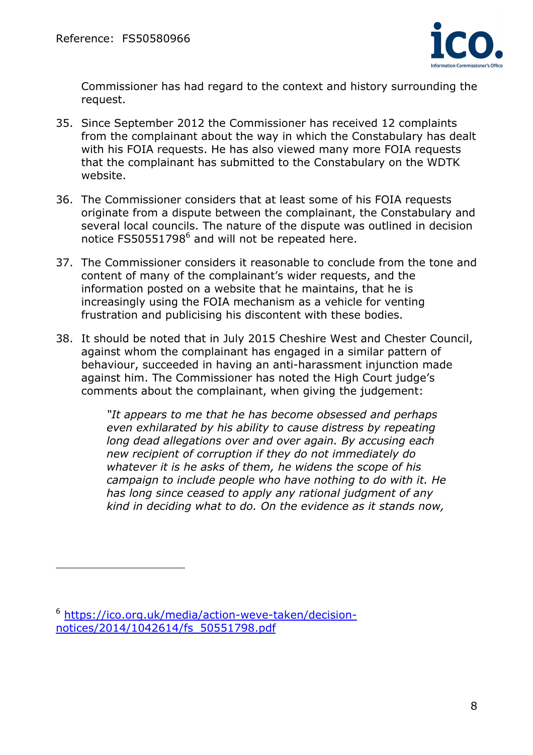Commissioner has had regard to the context and history surrounding the request.

35. Since September 2012 the Commissioner has received 12 complaints from the complainant about the way in which the Constabulary has dealt with his FOIA requests. He has also viewed many more FOIA requests that the complainant has submitted to the Constabulary on the WDTK website.

36. The Commissioner considers that at least some of his FOIA requests originate from a dispute between the complainant, the Constabulary and several local councils. The nature of the dispute was outlined in decision notice FS50551798[6] and will not be repeated here.

37. The Commissioner considers it reasonable to conclude from the tone and content of many of the complainant's wider requests, and the information posted on a website that he maintains, that he is increasingly using the FOIA mechanism as a vehicle for venting frustration and publicising his discontent with these bodies.

38. It should be noted that in July 2015 Cheshire West and Chester Council, against whom the complainant has engaged in a similar pattern of behaviour, succeeded in having an anti-harassment injunction made against him. The Commissioner has noted the High Court judge's comments about the complainant, when giving the judgement:

> *"It appears to me that he has become obsessed and perhaps even exhilarated by his ability to cause distress by repeating long dead allegations over and over again. By accusing each new recipient of corruption if they do not immediately do whatever it is he asks of them, he widens the scope of his campaign to include people who have nothing to do with it. He has long since ceased to apply any rational judgment of any kind in deciding what to do. On the evidence as it stands now,*

---

[6] https://ico.org.uk/media/action-weve-taken/decision-notices/2014/1042614/fs_50551798.pdf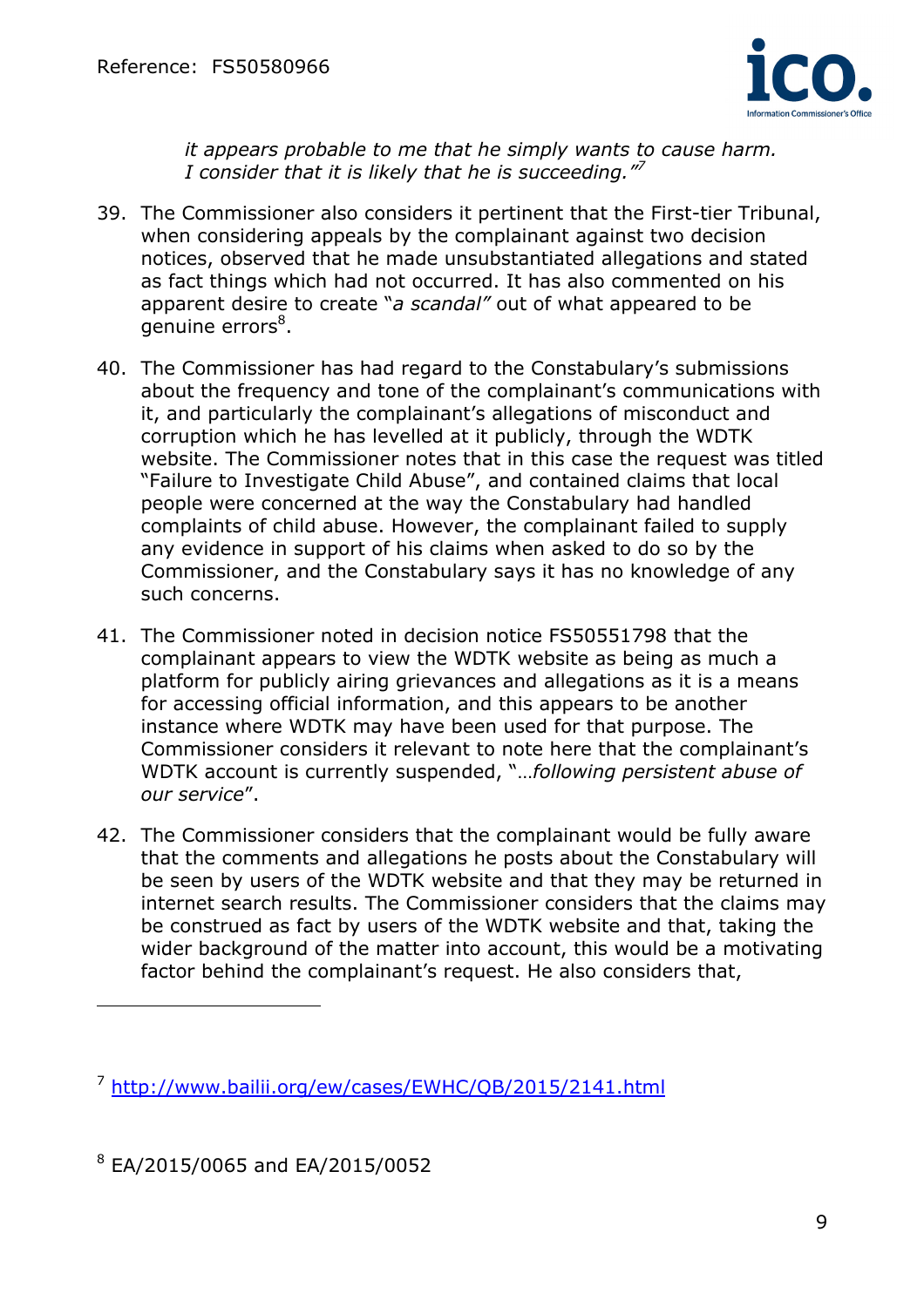> *it appears probable to me that he simply wants to cause harm. I consider that it is likely that he is succeeding."*[7]

39. The Commissioner also considers it pertinent that the First-tier Tribunal, when considering appeals by the complainant against two decision notices, observed that he made unsubstantiated allegations and stated as fact things which had not occurred. It has also commented on his apparent desire to create "*a scandal*" out of what appeared to be genuine errors[8].

40. The Commissioner has had regard to the Constabulary's submissions about the frequency and tone of the complainant's communications with it, and particularly the complainant's allegations of misconduct and corruption which he has levelled at it publicly, through the WDTK website. The Commissioner notes that in this case the request was titled "Failure to Investigate Child Abuse", and contained claims that local people were concerned at the way the Constabulary had handled complaints of child abuse. However, the complainant failed to supply any evidence in support of his claims when asked to do so by the Commissioner, and the Constabulary says it has no knowledge of any such concerns.

41. The Commissioner noted in decision notice FS50551798 that the complainant appears to view the WDTK website as being as much a platform for publicly airing grievances and allegations as it is a means for accessing official information, and this appears to be another instance where WDTK may have been used for that purpose. The Commissioner considers it relevant to note here that the complainant's WDTK account is currently suspended, "*…following persistent abuse of our service*".

42. The Commissioner considers that the complainant would be fully aware that the comments and allegations he posts about the Constabulary will be seen by users of the WDTK website and that they may be returned in internet search results. The Commissioner considers that the claims may be construed as fact by users of the WDTK website and that, taking the wider background of the matter into account, this would be a motivating factor behind the complainant's request. He also considers that,

---

[7] http://www.bailii.org/ew/cases/EWHC/QB/2015/2141.html

[8] EA/2015/0065 and EA/2015/0052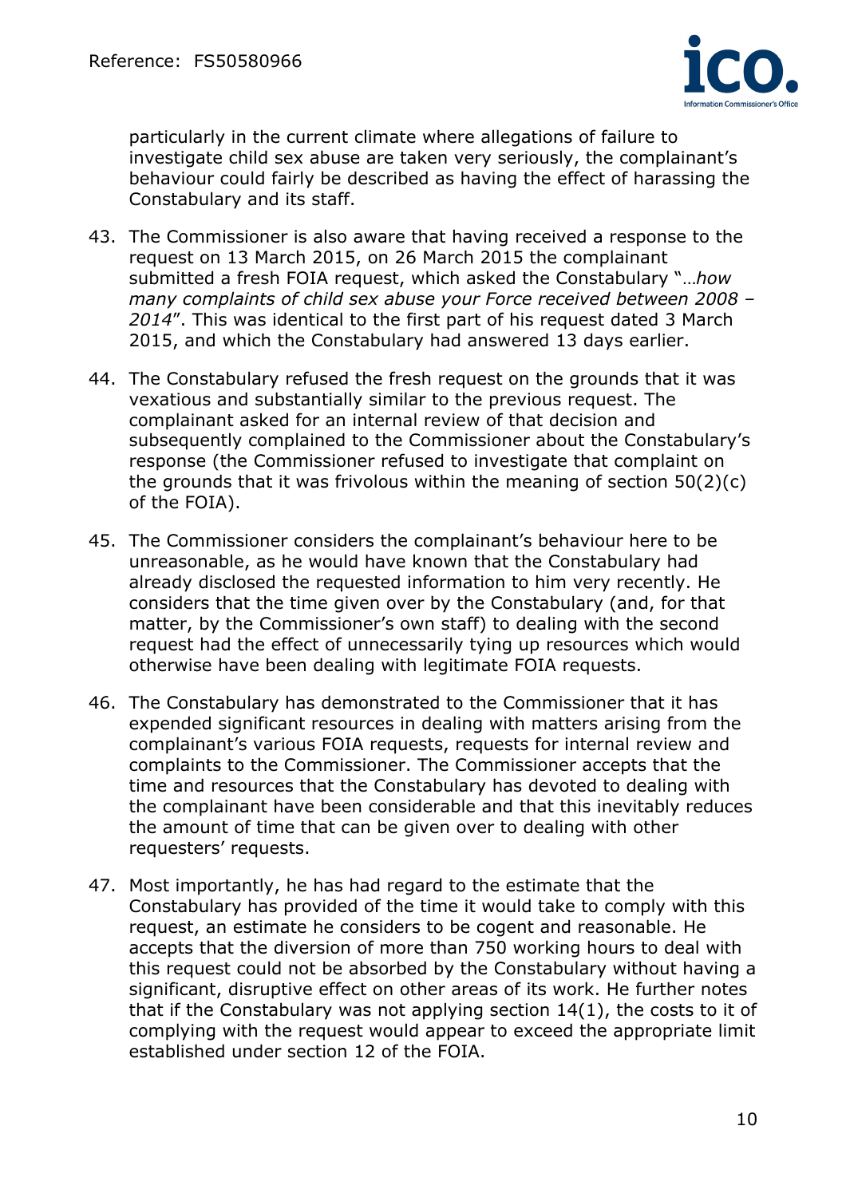particularly in the current climate where allegations of failure to investigate child sex abuse are taken very seriously, the complainant's behaviour could fairly be described as having the effect of harassing the Constabulary and its staff.

43. The Commissioner is also aware that having received a response to the request on 13 March 2015, on 26 March 2015 the complainant submitted a fresh FOIA request, which asked the Constabulary "*…how many complaints of child sex abuse your Force received between 2008 – 2014*". This was identical to the first part of his request dated 3 March 2015, and which the Constabulary had answered 13 days earlier.

44. The Constabulary refused the fresh request on the grounds that it was vexatious and substantially similar to the previous request. The complainant asked for an internal review of that decision and subsequently complained to the Commissioner about the Constabulary's response (the Commissioner refused to investigate that complaint on the grounds that it was frivolous within the meaning of section 50(2)(c) of the FOIA).

45. The Commissioner considers the complainant's behaviour here to be unreasonable, as he would have known that the Constabulary had already disclosed the requested information to him very recently. He considers that the time given over by the Constabulary (and, for that matter, by the Commissioner's own staff) to dealing with the second request had the effect of unnecessarily tying up resources which would otherwise have been dealing with legitimate FOIA requests.

46. The Constabulary has demonstrated to the Commissioner that it has expended significant resources in dealing with matters arising from the complainant's various FOIA requests, requests for internal review and complaints to the Commissioner. The Commissioner accepts that the time and resources that the Constabulary has devoted to dealing with the complainant have been considerable and that this inevitably reduces the amount of time that can be given over to dealing with other requesters' requests.

47. Most importantly, he has had regard to the estimate that the Constabulary has provided of the time it would take to comply with this request, an estimate he considers to be cogent and reasonable. He accepts that the diversion of more than 750 working hours to deal with this request could not be absorbed by the Constabulary without having a significant, disruptive effect on other areas of its work. He further notes that if the Constabulary was not applying section 14(1), the costs to it of complying with the request would appear to exceed the appropriate limit established under section 12 of the FOIA.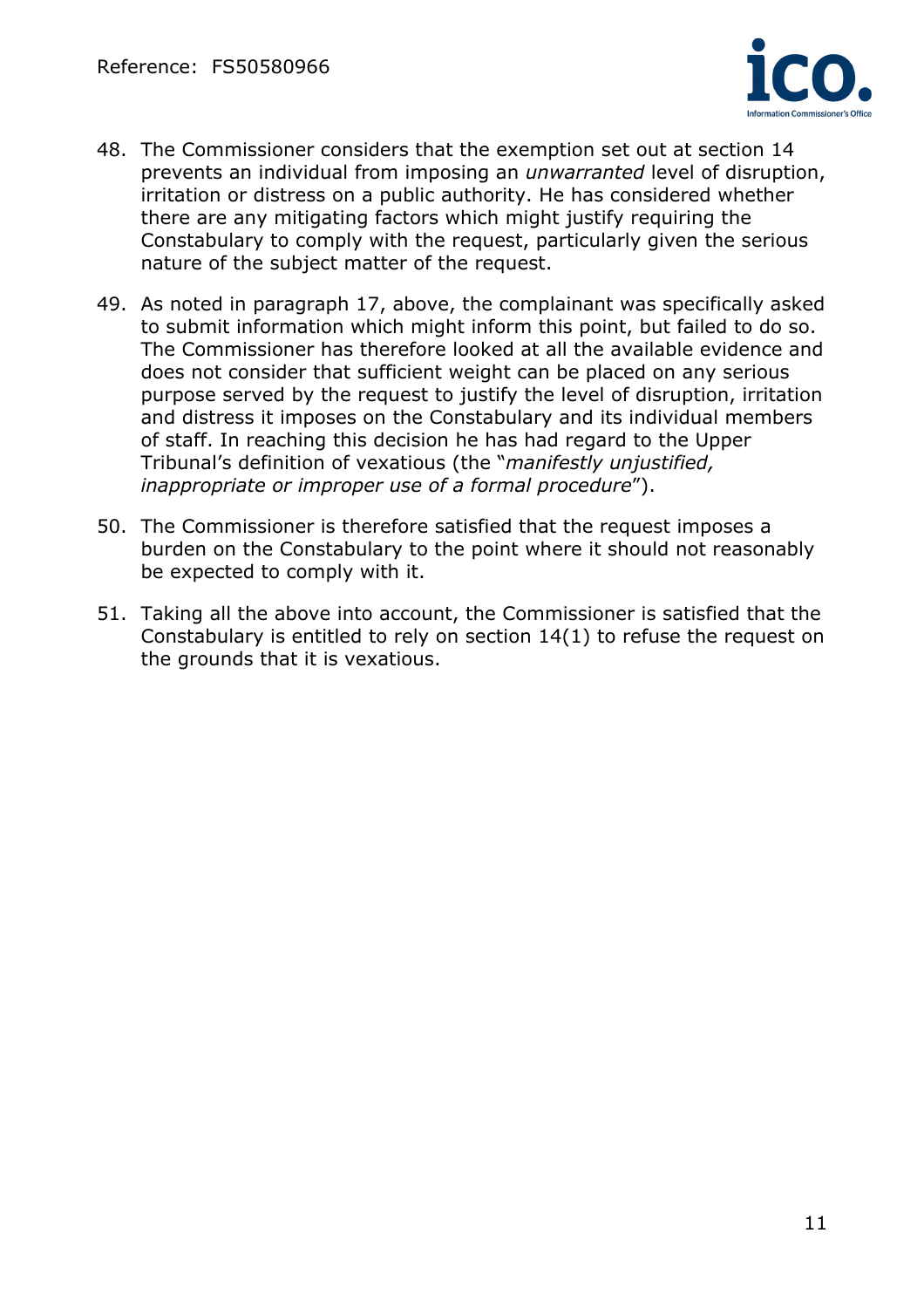48. The Commissioner considers that the exemption set out at section 14 prevents an individual from imposing an *unwarranted* level of disruption, irritation or distress on a public authority. He has considered whether there are any mitigating factors which might justify requiring the Constabulary to comply with the request, particularly given the serious nature of the subject matter of the request.

49. As noted in paragraph 17, above, the complainant was specifically asked to submit information which might inform this point, but failed to do so. The Commissioner has therefore looked at all the available evidence and does not consider that sufficient weight can be placed on any serious purpose served by the request to justify the level of disruption, irritation and distress it imposes on the Constabulary and its individual members of staff. In reaching this decision he has had regard to the Upper Tribunal's definition of vexatious (the "*manifestly unjustified, inappropriate or improper use of a formal procedure*").

50. The Commissioner is therefore satisfied that the request imposes a burden on the Constabulary to the point where it should not reasonably be expected to comply with it.

51. Taking all the above into account, the Commissioner is satisfied that the Constabulary is entitled to rely on section 14(1) to refuse the request on the grounds that it is vexatious.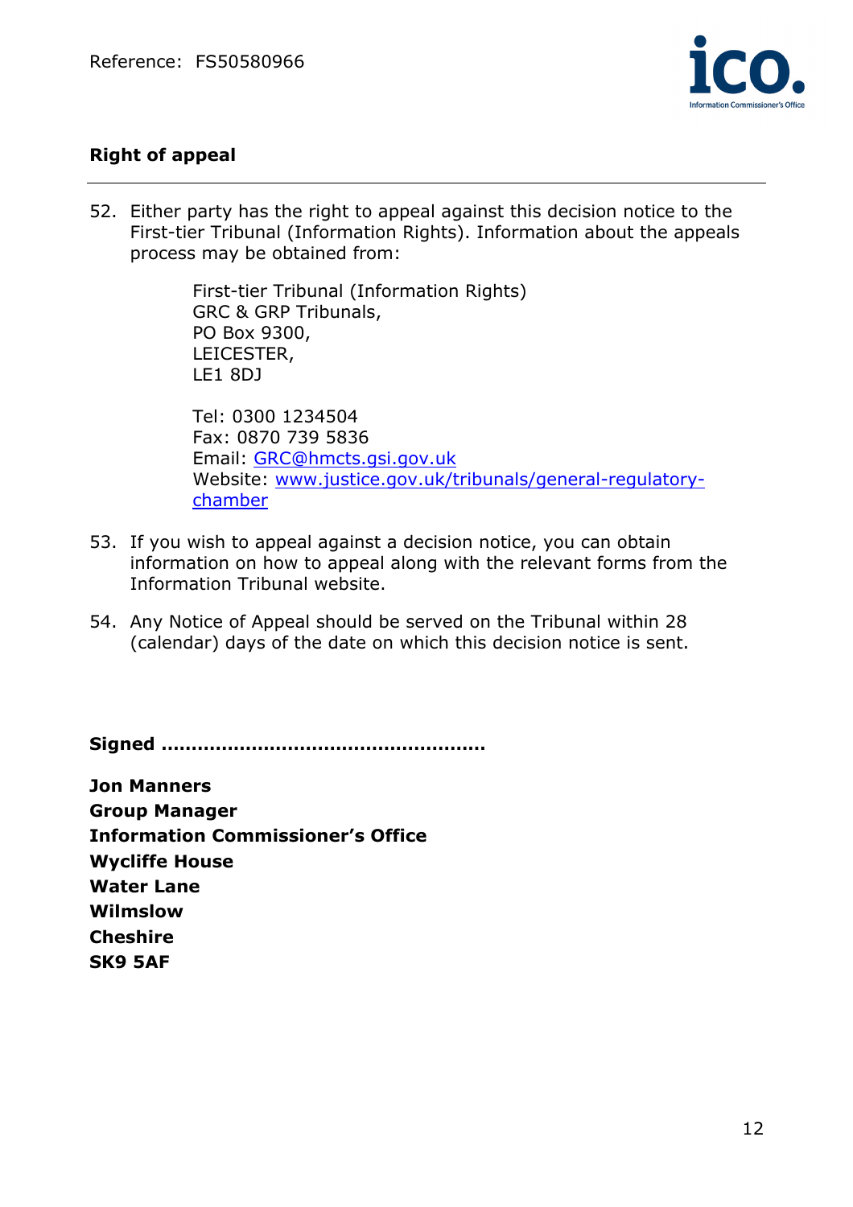## Right of appeal

52. Either party has the right to appeal against this decision notice to the First-tier Tribunal (Information Rights). Information about the appeals process may be obtained from:

    First-tier Tribunal (Information Rights)
    GRC & GRP Tribunals,
    PO Box 9300,
    LEICESTER,
    LE1 8DJ

    Tel: 0300 1234504
    Fax: 0870 739 5836
    Email: GRC@hmcts.gsi.gov.uk
    Website: www.justice.gov.uk/tribunals/general-regulatory-chamber

53. If you wish to appeal against a decision notice, you can obtain information on how to appeal along with the relevant forms from the Information Tribunal website.

54. Any Notice of Appeal should be served on the Tribunal within 28 (calendar) days of the date on which this decision notice is sent.

**Signed ………………………………………………**

**Jon Manners**
**Group Manager**
**Information Commissioner's Office**
**Wycliffe House**
**Water Lane**
**Wilmslow**
**Cheshire**
**SK9 5AF**